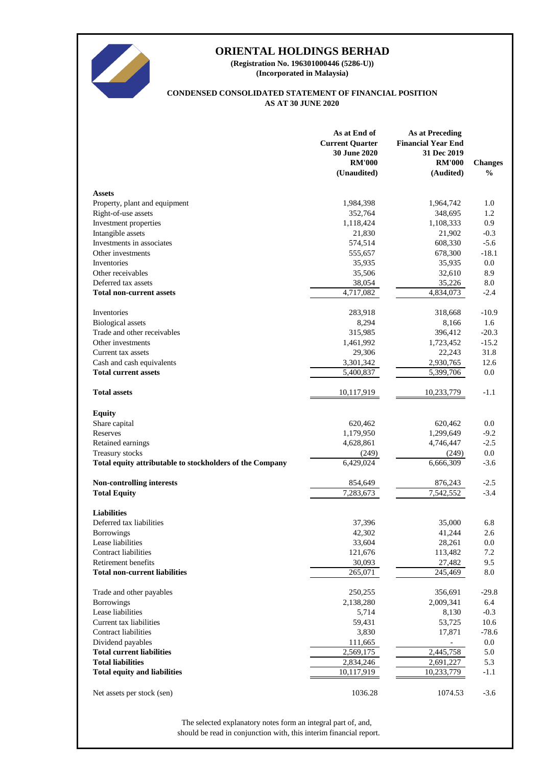# ORIENTAL HOLDINGS BERHAD

**(Registration No. 196301000446 (5286-U))**
**(Incorporated in Malaysia)**

## CONDENSED CONSOLIDATED STATEMENT OF FINANCIAL POSITION
## AS AT 30 JUNE 2020

| | As at End of Current Quarter 30 June 2020 RM'000 (Unaudited) | As at Preceding Financial Year End 31 Dec 2019 RM'000 (Audited) | Changes % |
|---|---|---|---|
| **Assets** | | | |
| Property, plant and equipment | 1,984,398 | 1,964,742 | 1.0 |
| Right-of-use assets | 352,764 | 348,695 | 1.2 |
| Investment properties | 1,118,424 | 1,108,333 | 0.9 |
| Intangible assets | 21,830 | 21,902 | -0.3 |
| Investments in associates | 574,514 | 608,330 | -5.6 |
| Other investments | 555,657 | 678,300 | -18.1 |
| Inventories | 35,935 | 35,935 | 0.0 |
| Other receivables | 35,506 | 32,610 | 8.9 |
| Deferred tax assets | 38,054 | 35,226 | 8.0 |
| **Total non-current assets** | 4,717,082 | 4,834,073 | -2.4 |
| | | | |
| Inventories | 283,918 | 318,668 | -10.9 |
| Biological assets | 8,294 | 8,166 | 1.6 |
| Trade and other receivables | 315,985 | 396,412 | -20.3 |
| Other investments | 1,461,992 | 1,723,452 | -15.2 |
| Current tax assets | 29,306 | 22,243 | 31.8 |
| Cash and cash equivalents | 3,301,342 | 2,930,765 | 12.6 |
| **Total current assets** | 5,400,837 | 5,399,706 | 0.0 |
| | | | |
| **Total assets** | 10,117,919 | 10,233,779 | -1.1 |
| | | | |
| **Equity** | | | |
| Share capital | 620,462 | 620,462 | 0.0 |
| Reserves | 1,179,950 | 1,299,649 | -9.2 |
| Retained earnings | 4,628,861 | 4,746,447 | -2.5 |
| Treasury stocks | (249) | (249) | 0.0 |
| **Total equity attributable to stockholders of the Company** | 6,429,024 | 6,666,309 | -3.6 |
| | | | |
| **Non-controlling interests** | 854,649 | 876,243 | -2.5 |
| **Total Equity** | 7,283,673 | 7,542,552 | -3.4 |
| | | | |
| **Liabilities** | | | |
| Deferred tax liabilities | 37,396 | 35,000 | 6.8 |
| Borrowings | 42,302 | 41,244 | 2.6 |
| Lease liabilities | 33,604 | 28,261 | 0.0 |
| Contract liabilities | 121,676 | 113,482 | 7.2 |
| Retirement benefits | 30,093 | 27,482 | 9.5 |
| **Total non-current liabilities** | 265,071 | 245,469 | 8.0 |
| | | | |
| Trade and other payables | 250,255 | 356,691 | -29.8 |
| Borrowings | 2,138,280 | 2,009,341 | 6.4 |
| Lease liabilities | 5,714 | 8,130 | -0.3 |
| Current tax liabilities | 59,431 | 53,725 | 10.6 |
| Contract liabilities | 3,830 | 17,871 | -78.6 |
| Dividend payables | 111,665 | - | 0.0 |
| **Total current liabilities** | 2,569,175 | 2,445,758 | 5.0 |
| **Total liabilities** | 2,834,246 | 2,691,227 | 5.3 |
| **Total equity and liabilities** | 10,117,919 | 10,233,779 | -1.1 |
| | | | |
| Net assets per stock (sen) | 1036.28 | 1074.53 | -3.6 |

The selected explanatory notes form an integral part of, and, should be read in conjunction with, this interim financial report.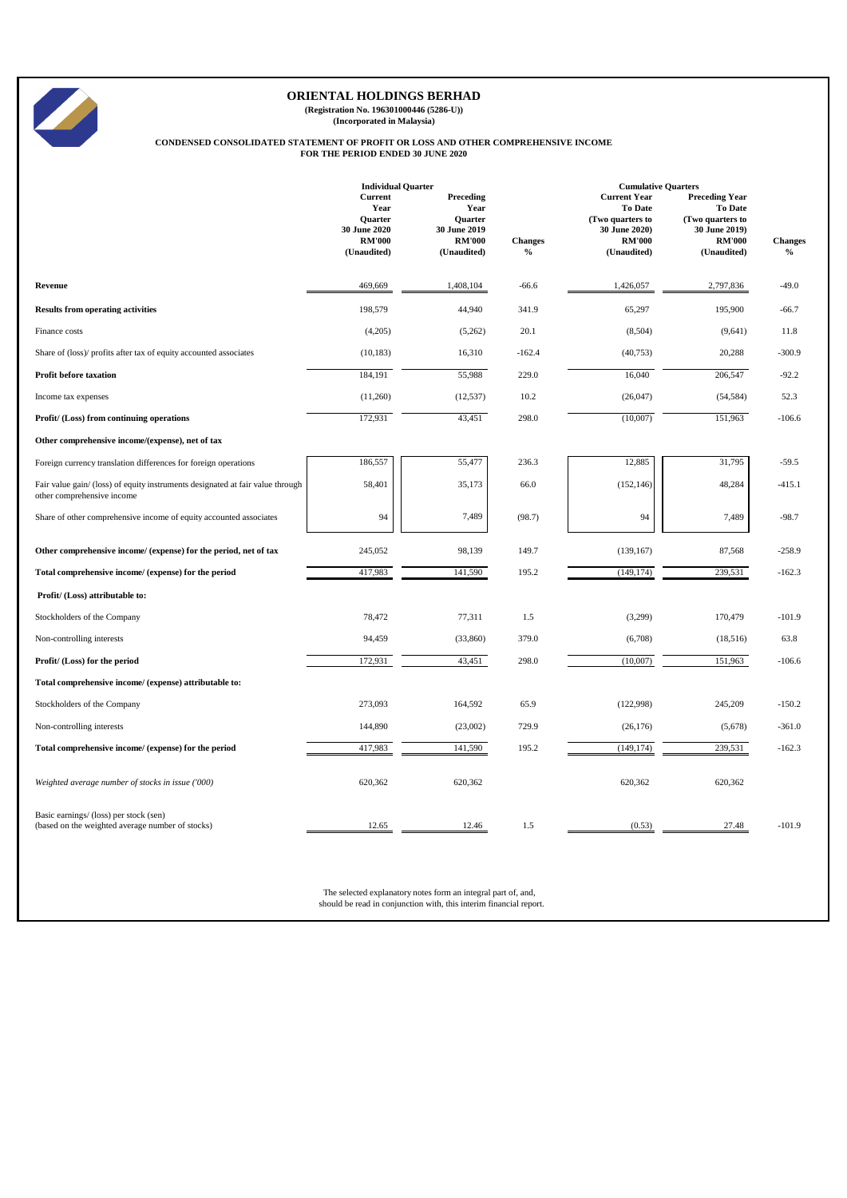# ORIENTAL HOLDINGS BERHAD

**(Registration No. 196301000446 (5286-U))**
**(Incorporated in Malaysia)**

**CONDENSED CONSOLIDATED STATEMENT OF PROFIT OR LOSS AND OTHER COMPREHENSIVE INCOME**
**FOR THE PERIOD ENDED 30 JUNE 2020**

| | Individual Quarter | | | Cumulative Quarters | | |
|---|---|---|---|---|---|---|
| | Current Year Quarter 30 June 2020 RM'000 (Unaudited) | Preceding Year Quarter 30 June 2019 RM'000 (Unaudited) | Changes % | Current Year To Date (Two quarters to 30 June 2020) RM'000 (Unaudited) | Preceding Year To Date (Two quarters to 30 June 2019) RM'000 (Unaudited) | Changes % |
| **Revenue** | 469,669 | 1,408,104 | -66.6 | 1,426,057 | 2,797,836 | -49.0 |
| **Results from operating activities** | 198,579 | 44,940 | 341.9 | 65,297 | 195,900 | -66.7 |
| Finance costs | (4,205) | (5,262) | 20.1 | (8,504) | (9,641) | 11.8 |
| Share of (loss)/ profits after tax of equity accounted associates | (10,183) | 16,310 | -162.4 | (40,753) | 20,288 | -300.9 |
| **Profit before taxation** | 184,191 | 55,988 | 229.0 | 16,040 | 206,547 | -92.2 |
| Income tax expenses | (11,260) | (12,537) | 10.2 | (26,047) | (54,584) | 52.3 |
| **Profit/ (Loss) from continuing operations** | 172,931 | 43,451 | 298.0 | (10,007) | 151,963 | -106.6 |
| **Other comprehensive income/(expense), net of tax** | | | | | | |
| Foreign currency translation differences for foreign operations | 186,557 | 55,477 | 236.3 | 12,885 | 31,795 | -59.5 |
| Fair value gain/ (loss) of equity instruments designated at fair value through other comprehensive income | 58,401 | 35,173 | 66.0 | (152,146) | 48,284 | -415.1 |
| Share of other comprehensive income of equity accounted associates | 94 | 7,489 | (98.7) | 94 | 7,489 | -98.7 |
| **Other comprehensive income/ (expense) for the period, net of tax** | 245,052 | 98,139 | 149.7 | (139,167) | 87,568 | -258.9 |
| **Total comprehensive income/ (expense) for the period** | 417,983 | 141,590 | 195.2 | (149,174) | 239,531 | -162.3 |
| **Profit/ (Loss) attributable to:** | | | | | | |
| Stockholders of the Company | 78,472 | 77,311 | 1.5 | (3,299) | 170,479 | -101.9 |
| Non-controlling interests | 94,459 | (33,860) | 379.0 | (6,708) | (18,516) | 63.8 |
| **Profit/ (Loss) for the period** | 172,931 | 43,451 | 298.0 | (10,007) | 151,963 | -106.6 |
| **Total comprehensive income/ (expense) attributable to:** | | | | | | |
| Stockholders of the Company | 273,093 | 164,592 | 65.9 | (122,998) | 245,209 | -150.2 |
| Non-controlling interests | 144,890 | (23,002) | 729.9 | (26,176) | (5,678) | -361.0 |
| **Total comprehensive income/ (expense) for the period** | 417,983 | 141,590 | 195.2 | (149,174) | 239,531 | -162.3 |
| *Weighted average number of stocks in issue ('000)* | 620,362 | 620,362 | | 620,362 | 620,362 | |
| Basic earnings/ (loss) per stock (sen) (based on the weighted average number of stocks) | 12.65 | 12.46 | 1.5 | (0.53) | 27.48 | -101.9 |

The selected explanatory notes form an integral part of, and, should be read in conjunction with, this interim financial report.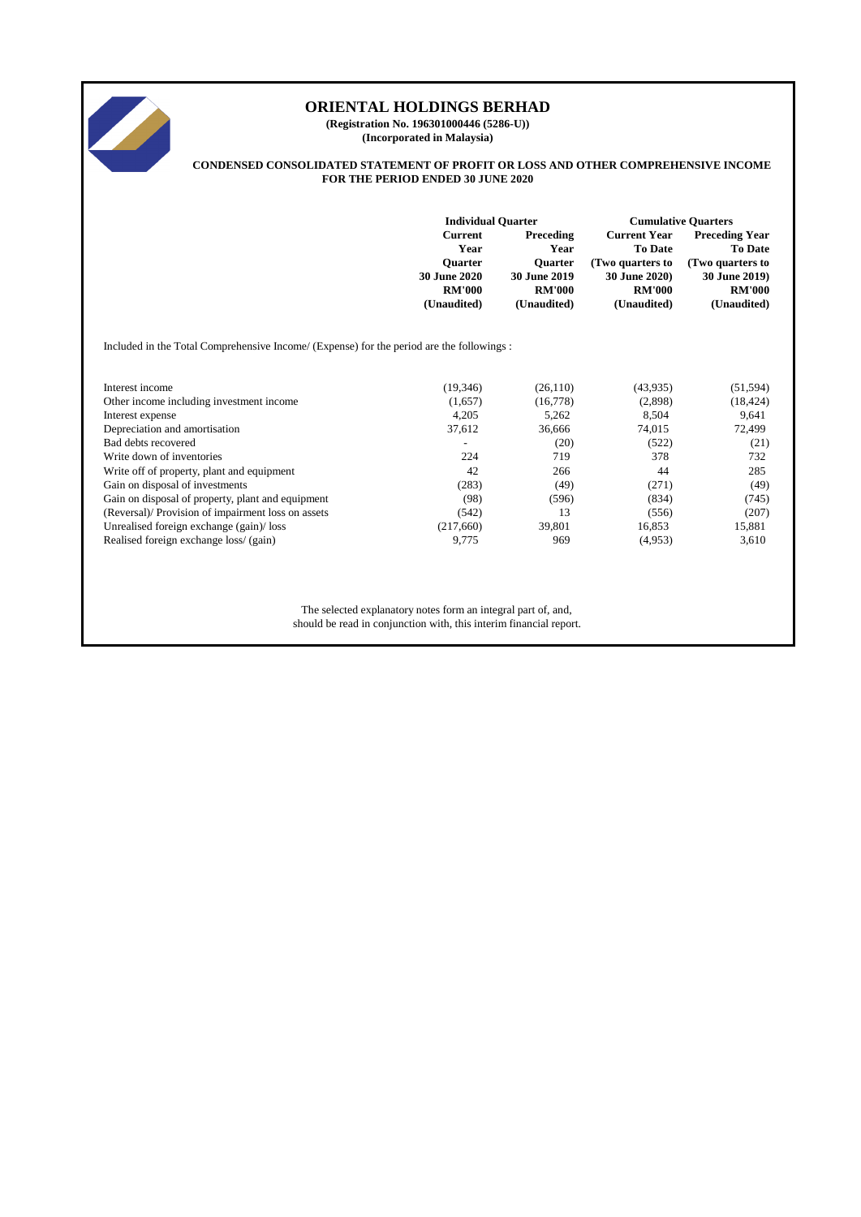# ORIENTAL HOLDINGS BERHAD

**(Registration No. 196301000446 (5286-U))**
**(Incorporated in Malaysia)**

**CONDENSED CONSOLIDATED STATEMENT OF PROFIT OR LOSS AND OTHER COMPREHENSIVE INCOME FOR THE PERIOD ENDED 30 JUNE 2020**

| | Individual Quarter | | Cumulative Quarters | |
|---|---|---|---|---|
| | Current Year Quarter 30 June 2020 RM'000 (Unaudited) | Preceding Year Quarter 30 June 2019 RM'000 (Unaudited) | Current Year To Date (Two quarters to 30 June 2020) RM'000 (Unaudited) | Preceding Year To Date (Two quarters to 30 June 2019) RM'000 (Unaudited) |
| Included in the Total Comprehensive Income/ (Expense) for the period are the followings : | | | | |
| Interest income | (19,346) | (26,110) | (43,935) | (51,594) |
| Other income including investment income | (1,657) | (16,778) | (2,898) | (18,424) |
| Interest expense | 4,205 | 5,262 | 8,504 | 9,641 |
| Depreciation and amortisation | 37,612 | 36,666 | 74,015 | 72,499 |
| Bad debts recovered | - | (20) | (522) | (21) |
| Write down of inventories | 224 | 719 | 378 | 732 |
| Write off of property, plant and equipment | 42 | 266 | 44 | 285 |
| Gain on disposal of investments | (283) | (49) | (271) | (49) |
| Gain on disposal of property, plant and equipment | (98) | (596) | (834) | (745) |
| (Reversal)/ Provision of impairment loss on assets | (542) | 13 | (556) | (207) |
| Unrealised foreign exchange (gain)/ loss | (217,660) | 39,801 | 16,853 | 15,881 |
| Realised foreign exchange loss/ (gain) | 9,775 | 969 | (4,953) | 3,610 |

The selected explanatory notes form an integral part of, and, should be read in conjunction with, this interim financial report.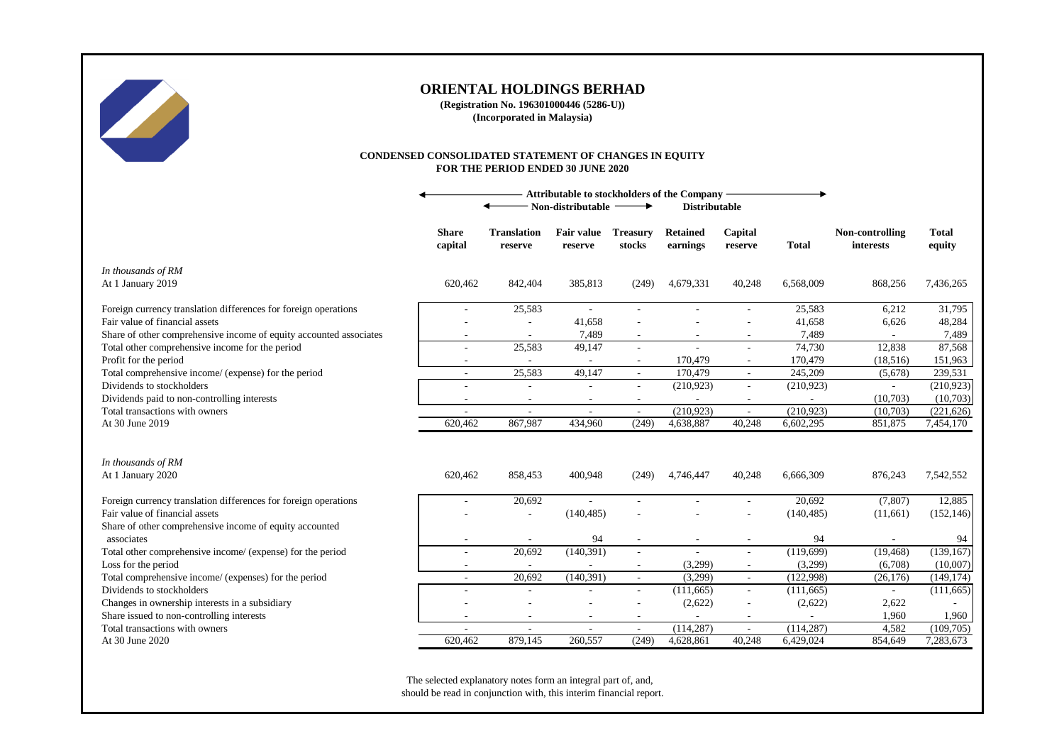# ORIENTAL HOLDINGS BERHAD

**(Registration No. 196301000446 (5286-U))**
**(Incorporated in Malaysia)**

## CONDENSED CONSOLIDATED STATEMENT OF CHANGES IN EQUITY
## FOR THE PERIOD ENDED 30 JUNE 2020

| | Attributable to stockholders of the Company | | | | | | | | |
|---|---|---|---|---|---|---|---|---|---|
| | | Non-distributable | | | Distributable | | | | |
| | **Share capital** | **Translation reserve** | **Fair value reserve** | **Treasury stocks** | **Retained earnings** | **Capital reserve** | **Total** | **Non-controlling interests** | **Total equity** |
| *In thousands of RM* | | | | | | | | | |
| At 1 January 2019 | 620,462 | 842,404 | 385,813 | (249) | 4,679,331 | 40,248 | 6,568,009 | 868,256 | 7,436,265 |
| Foreign currency translation differences for foreign operations | - | 25,583 | - | - | - | - | 25,583 | 6,212 | 31,795 |
| Fair value of financial assets | - | - | 41,658 | - | - | - | 41,658 | 6,626 | 48,284 |
| Share of other comprehensive income of equity accounted associates | - | - | 7,489 | - | - | - | 7,489 | - | 7,489 |
| Total other comprehensive income for the period | - | 25,583 | 49,147 | - | - | - | 74,730 | 12,838 | 87,568 |
| Profit for the period | - | - | - | - | 170,479 | - | 170,479 | (18,516) | 151,963 |
| Total comprehensive income/ (expense) for the period | - | 25,583 | 49,147 | - | 170,479 | - | 245,209 | (5,678) | 239,531 |
| Dividends to stockholders | - | - | - | - | (210,923) | - | (210,923) | - | (210,923) |
| Dividends paid to non-controlling interests | - | - | - | - | - | - | - | (10,703) | (10,703) |
| Total transactions with owners | - | - | - | - | (210,923) | - | (210,923) | (10,703) | (221,626) |
| At 30 June 2019 | 620,462 | 867,987 | 434,960 | (249) | 4,638,887 | 40,248 | 6,602,295 | 851,875 | 7,454,170 |
| | | | | | | | | | |
| *In thousands of RM* | | | | | | | | | |
| At 1 January 2020 | 620,462 | 858,453 | 400,948 | (249) | 4,746,447 | 40,248 | 6,666,309 | 876,243 | 7,542,552 |
| Foreign currency translation differences for foreign operations | - | 20,692 | - | - | - | - | 20,692 | (7,807) | 12,885 |
| Fair value of financial assets | - | - | (140,485) | - | - | - | (140,485) | (11,661) | (152,146) |
| Share of other comprehensive income of equity accounted associates | - | - | 94 | - | - | - | 94 | - | 94 |
| Total other comprehensive income/ (expense) for the period | - | 20,692 | (140,391) | - | - | - | (119,699) | (19,468) | (139,167) |
| Loss for the period | - | - | - | - | (3,299) | - | (3,299) | (6,708) | (10,007) |
| Total comprehensive income/ (expenses) for the period | - | 20,692 | (140,391) | - | (3,299) | - | (122,998) | (26,176) | (149,174) |
| Dividends to stockholders | - | - | - | - | (111,665) | - | (111,665) | - | (111,665) |
| Changes in ownership interests in a subsidiary | - | - | - | - | (2,622) | - | (2,622) | 2,622 | - |
| Share issued to non-controlling interests | - | - | - | - | - | - | - | 1,960 | 1,960 |
| Total transactions with owners | - | - | - | - | (114,287) | - | (114,287) | 4,582 | (109,705) |
| At 30 June 2020 | 620,462 | 879,145 | 260,557 | (249) | 4,628,861 | 40,248 | 6,429,024 | 854,649 | 7,283,673 |

The selected explanatory notes form an integral part of, and, should be read in conjunction with, this interim financial report.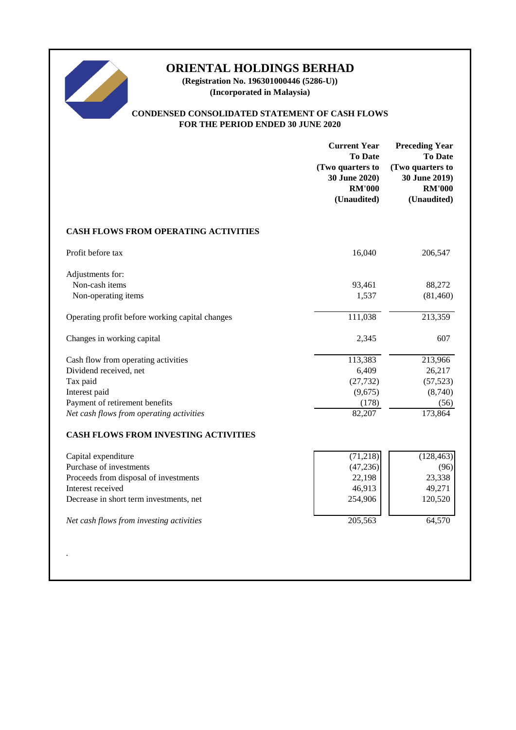# ORIENTAL HOLDINGS BERHAD

**(Registration No. 196301000446 (5286-U))**

**(Incorporated in Malaysia)**

## CONDENSED CONSOLIDATED STATEMENT OF CASH FLOWS FOR THE PERIOD ENDED 30 JUNE 2020

| | Current Year To Date (Two quarters to 30 June 2020) RM'000 (Unaudited) | Preceding Year To Date (Two quarters to 30 June 2019) RM'000 (Unaudited) |
|---|---|---|
| **CASH FLOWS FROM OPERATING ACTIVITIES** | | |
| Profit before tax | 16,040 | 206,547 |
| Adjustments for: | | |
| Non-cash items | 93,461 | 88,272 |
| Non-operating items | 1,537 | (81,460) |
| Operating profit before working capital changes | 111,038 | 213,359 |
| Changes in working capital | 2,345 | 607 |
| Cash flow from operating activities | 113,383 | 213,966 |
| Dividend received, net | 6,409 | 26,217 |
| Tax paid | (27,732) | (57,523) |
| Interest paid | (9,675) | (8,740) |
| Payment of retirement benefits | (178) | (56) |
| *Net cash flows from operating activities* | 82,207 | 173,864 |
| **CASH FLOWS FROM INVESTING ACTIVITIES** | | |
| Capital expenditure | (71,218) | (128,463) |
| Purchase of investments | (47,236) | (96) |
| Proceeds from disposal of investments | 22,198 | 23,338 |
| Interest received | 46,913 | 49,271 |
| Decrease in short term investments, net | 254,906 | 120,520 |
| *Net cash flows from investing activities* | 205,563 | 64,570 |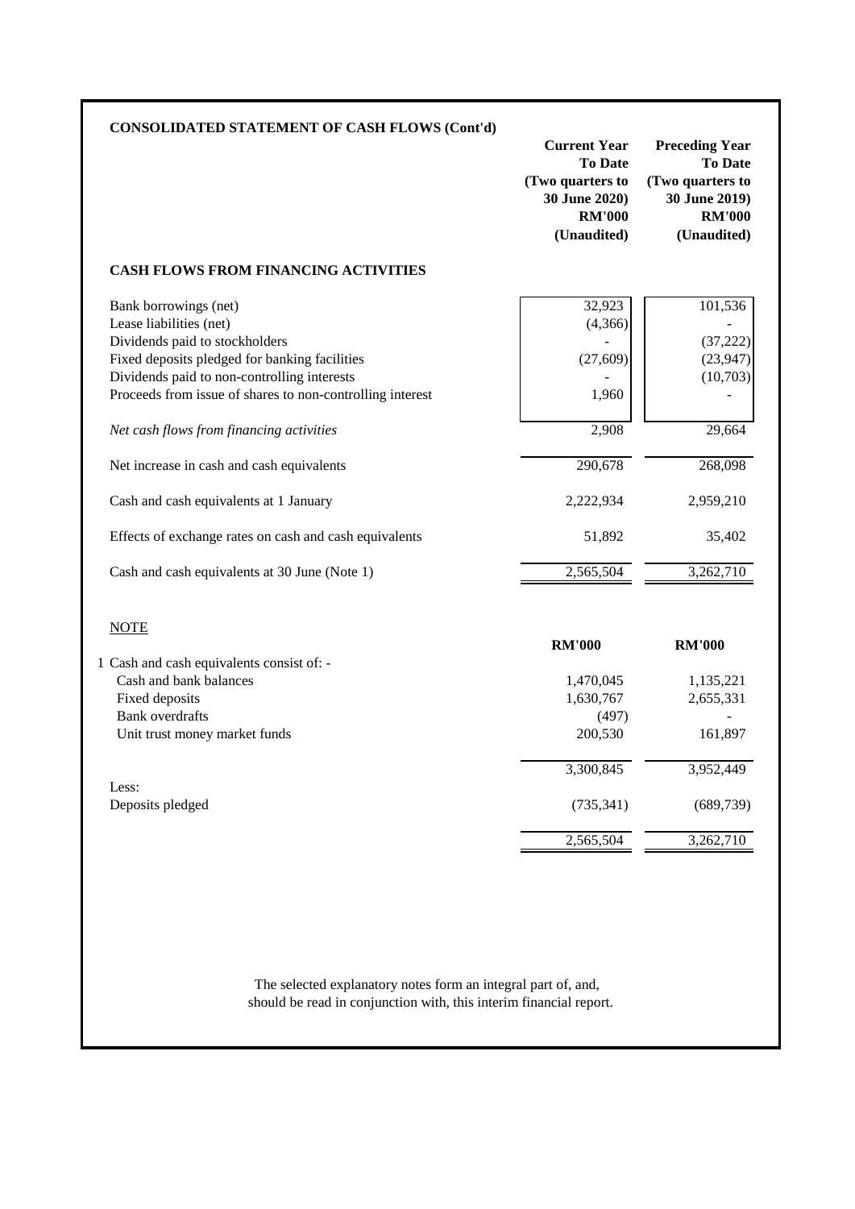## CONSOLIDATED STATEMENT OF CASH FLOWS (Cont'd)

| | Current Year To Date (Two quarters to 30 June 2020) RM'000 (Unaudited) | Preceding Year To Date (Two quarters to 30 June 2019) RM'000 (Unaudited) |
|---|---|---|
| **CASH FLOWS FROM FINANCING ACTIVITIES** | | |
| Bank borrowings (net) | 32,923 | 101,536 |
| Lease liabilities (net) | (4,366) | - |
| Dividends paid to stockholders | - | (37,222) |
| Fixed deposits pledged for banking facilities | (27,609) | (23,947) |
| Dividends paid to non-controlling interests | - | (10,703) |
| Proceeds from issue of shares to non-controlling interest | 1,960 | - |
| *Net cash flows from financing activities* | 2,908 | 29,664 |
| Net increase in cash and cash equivalents | 290,678 | 268,098 |
| Cash and cash equivalents at 1 January | 2,222,934 | 2,959,210 |
| Effects of exchange rates on cash and cash equivalents | 51,892 | 35,402 |
| Cash and cash equivalents at 30 June (Note 1) | 2,565,504 | 3,262,710 |

<u>NOTE</u>

| | RM'000 | RM'000 |
|---|---|---|
| 1 Cash and cash equivalents consist of: - | | |
| Cash and bank balances | 1,470,045 | 1,135,221 |
| Fixed deposits | 1,630,767 | 2,655,331 |
| Bank overdrafts | (497) | - |
| Unit trust money market funds | 200,530 | 161,897 |
| | 3,300,845 | 3,952,449 |
| Less: | | |
| Deposits pledged | (735,341) | (689,739) |
| | 2,565,504 | 3,262,710 |

The selected explanatory notes form an integral part of, and, should be read in conjunction with, this interim financial report.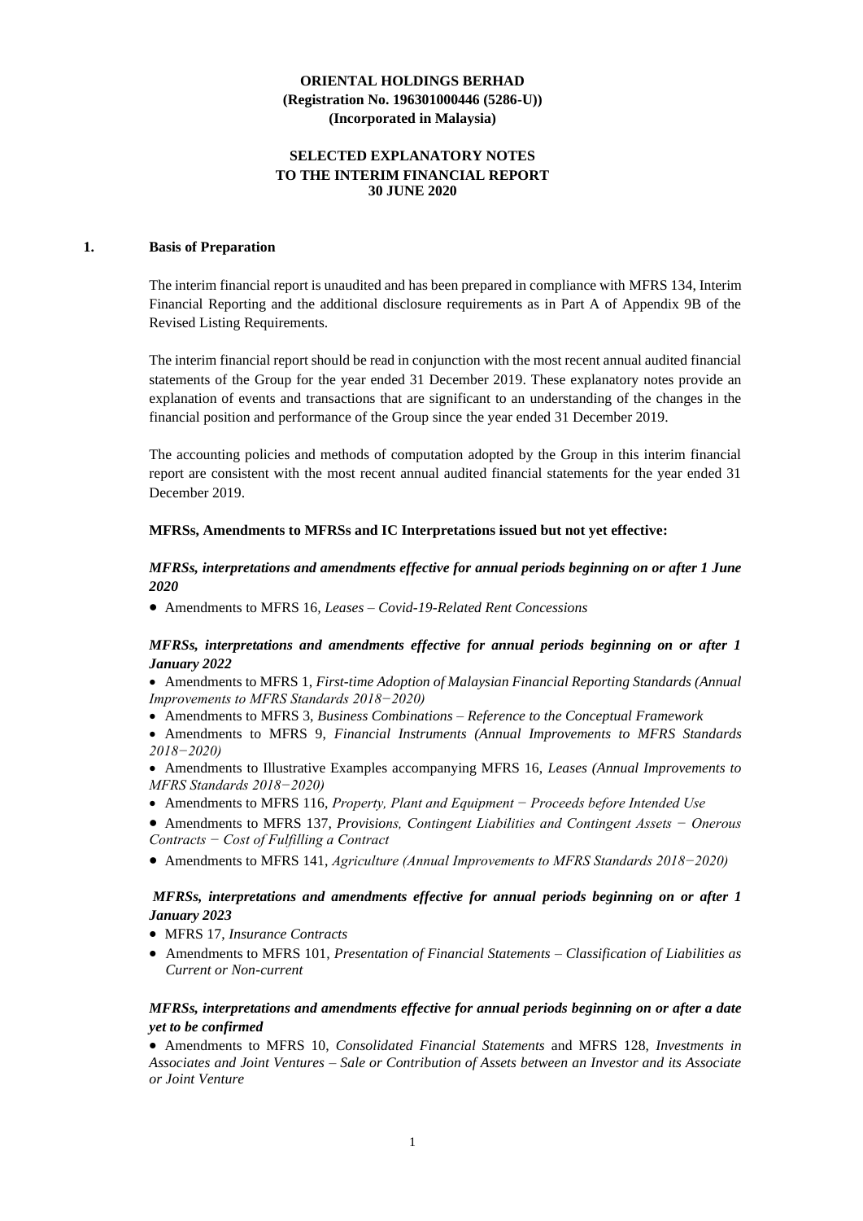**ORIENTAL HOLDINGS BERHAD**
**(Registration No. 196301000446 (5286-U))**
**(Incorporated in Malaysia)**

**SELECTED EXPLANATORY NOTES**
**TO THE INTERIM FINANCIAL REPORT**
**30 JUNE 2020**

## 1. Basis of Preparation

The interim financial report is unaudited and has been prepared in compliance with MFRS 134, Interim Financial Reporting and the additional disclosure requirements as in Part A of Appendix 9B of the Revised Listing Requirements.

The interim financial report should be read in conjunction with the most recent annual audited financial statements of the Group for the year ended 31 December 2019. These explanatory notes provide an explanation of events and transactions that are significant to an understanding of the changes in the financial position and performance of the Group since the year ended 31 December 2019.

The accounting policies and methods of computation adopted by the Group in this interim financial report are consistent with the most recent annual audited financial statements for the year ended 31 December 2019.

**MFRSs, Amendments to MFRSs and IC Interpretations issued but not yet effective:**

***MFRSs, interpretations and amendments effective for annual periods beginning on or after 1 June 2020***

- Amendments to MFRS 16, *Leases – Covid-19-Related Rent Concessions*

***MFRSs, interpretations and amendments effective for annual periods beginning on or after 1 January 2022***

- Amendments to MFRS 1, *First-time Adoption of Malaysian Financial Reporting Standards (Annual Improvements to MFRS Standards 2018−2020)*
- Amendments to MFRS 3, *Business Combinations – Reference to the Conceptual Framework*
- Amendments to MFRS 9, *Financial Instruments (Annual Improvements to MFRS Standards 2018−2020)*
- Amendments to Illustrative Examples accompanying MFRS 16, *Leases (Annual Improvements to MFRS Standards 2018−2020)*
- Amendments to MFRS 116, *Property, Plant and Equipment − Proceeds before Intended Use*
- Amendments to MFRS 137, *Provisions, Contingent Liabilities and Contingent Assets − Onerous Contracts − Cost of Fulfilling a Contract*
- Amendments to MFRS 141, *Agriculture (Annual Improvements to MFRS Standards 2018−2020)*

***MFRSs, interpretations and amendments effective for annual periods beginning on or after 1 January 2023***

- MFRS 17, *Insurance Contracts*
- Amendments to MFRS 101, *Presentation of Financial Statements – Classification of Liabilities as Current or Non-current*

***MFRSs, interpretations and amendments effective for annual periods beginning on or after a date yet to be confirmed***

- Amendments to MFRS 10, *Consolidated Financial Statements* and MFRS 128, *Investments in Associates and Joint Ventures – Sale or Contribution of Assets between an Investor and its Associate or Joint Venture*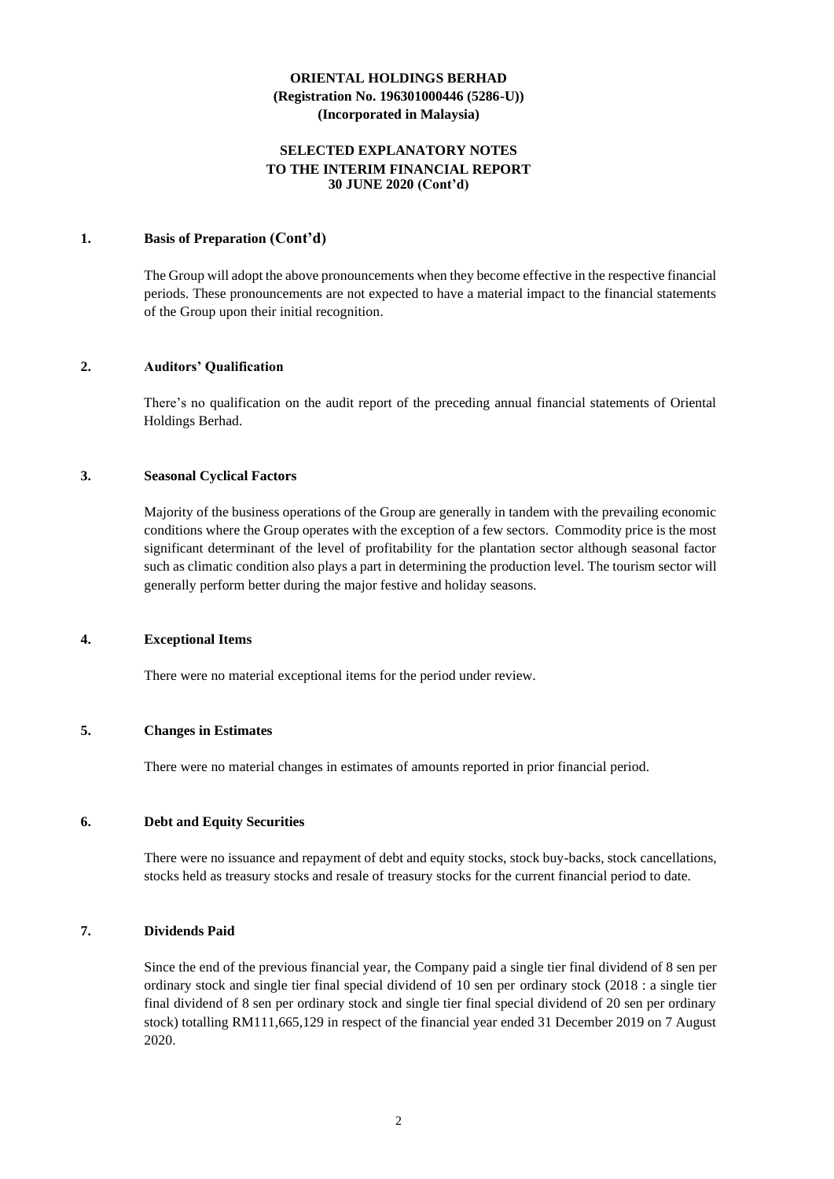**ORIENTAL HOLDINGS BERHAD**
**(Registration No. 196301000446 (5286-U))**
**(Incorporated in Malaysia)**

**SELECTED EXPLANATORY NOTES**
**TO THE INTERIM FINANCIAL REPORT**
**30 JUNE 2020 (Cont'd)**

## 1. Basis of Preparation (Cont'd)

The Group will adopt the above pronouncements when they become effective in the respective financial periods. These pronouncements are not expected to have a material impact to the financial statements of the Group upon their initial recognition.

## 2. Auditors' Qualification

There's no qualification on the audit report of the preceding annual financial statements of Oriental Holdings Berhad.

## 3. Seasonal Cyclical Factors

Majority of the business operations of the Group are generally in tandem with the prevailing economic conditions where the Group operates with the exception of a few sectors. Commodity price is the most significant determinant of the level of profitability for the plantation sector although seasonal factor such as climatic condition also plays a part in determining the production level. The tourism sector will generally perform better during the major festive and holiday seasons.

## 4. Exceptional Items

There were no material exceptional items for the period under review.

## 5. Changes in Estimates

There were no material changes in estimates of amounts reported in prior financial period.

## 6. Debt and Equity Securities

There were no issuance and repayment of debt and equity stocks, stock buy-backs, stock cancellations, stocks held as treasury stocks and resale of treasury stocks for the current financial period to date.

## 7. Dividends Paid

Since the end of the previous financial year, the Company paid a single tier final dividend of 8 sen per ordinary stock and single tier final special dividend of 10 sen per ordinary stock (2018 : a single tier final dividend of 8 sen per ordinary stock and single tier final special dividend of 20 sen per ordinary stock) totalling RM111,665,129 in respect of the financial year ended 31 December 2019 on 7 August 2020.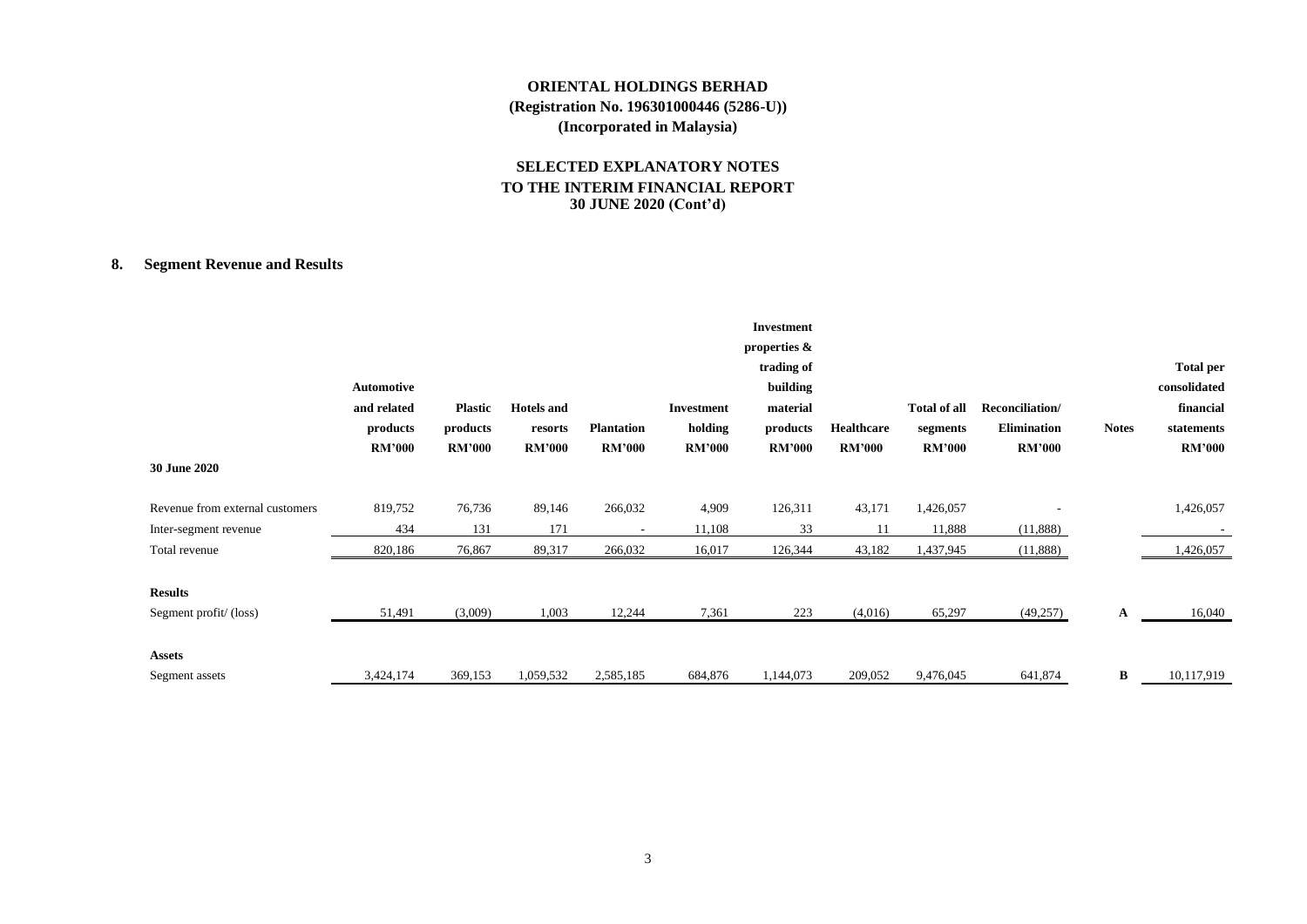**ORIENTAL HOLDINGS BERHAD**
**(Registration No. 196301000446 (5286-U))**
**(Incorporated in Malaysia)**

**SELECTED EXPLANATORY NOTES**
**TO THE INTERIM FINANCIAL REPORT**
**30 JUNE 2020 (Cont'd)**

## 8. Segment Revenue and Results

| | Automotive and related products RM'000 | Plastic products RM'000 | Hotels and resorts RM'000 | Plantation RM'000 | Investment holding RM'000 | Investment properties & trading of building material products RM'000 | Healthcare RM'000 | Total of all segments RM'000 | Reconciliation/ Elimination RM'000 | Notes | Total per consolidated financial statements RM'000 |
|---|---|---|---|---|---|---|---|---|---|---|---|
| **30 June 2020** | | | | | | | | | | | |
| Revenue from external customers | 819,752 | 76,736 | 89,146 | 266,032 | 4,909 | 126,311 | 43,171 | 1,426,057 | - | | 1,426,057 |
| Inter-segment revenue | 434 | 131 | 171 | - | 11,108 | 33 | 11 | 11,888 | (11,888) | | - |
| Total revenue | 820,186 | 76,867 | 89,317 | 266,032 | 16,017 | 126,344 | 43,182 | 1,437,945 | (11,888) | | 1,426,057 |
| **Results** | | | | | | | | | | | |
| Segment profit/ (loss) | 51,491 | (3,009) | 1,003 | 12,244 | 7,361 | 223 | (4,016) | 65,297 | (49,257) | A | 16,040 |
| **Assets** | | | | | | | | | | | |
| Segment assets | 3,424,174 | 369,153 | 1,059,532 | 2,585,185 | 684,876 | 1,144,073 | 209,052 | 9,476,045 | 641,874 | B | 10,117,919 |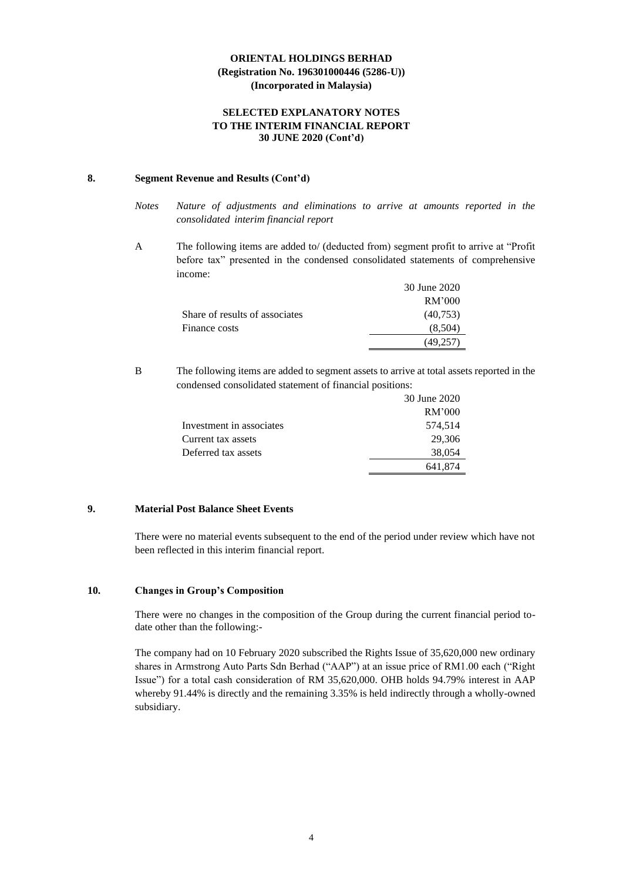**ORIENTAL HOLDINGS BERHAD**
**(Registration No. 196301000446 (5286-U))**
**(Incorporated in Malaysia)**

**SELECTED EXPLANATORY NOTES**
**TO THE INTERIM FINANCIAL REPORT**
**30 JUNE 2020 (Cont'd)**

## 8. Segment Revenue and Results (Cont'd)

*Notes* *Nature of adjustments and eliminations to arrive at amounts reported in the consolidated interim financial report*

A The following items are added to/ (deducted from) segment profit to arrive at "Profit before tax" presented in the condensed consolidated statements of comprehensive income:

| | 30 June 2020 |
|---|---|
| | RM'000 |
| Share of results of associates | (40,753) |
| Finance costs | (8,504) |
| | (49,257) |

B The following items are added to segment assets to arrive at total assets reported in the condensed consolidated statement of financial positions:

| | 30 June 2020 |
|---|---|
| | RM'000 |
| Investment in associates | 574,514 |
| Current tax assets | 29,306 |
| Deferred tax assets | 38,054 |
| | 641,874 |

## 9. Material Post Balance Sheet Events

There were no material events subsequent to the end of the period under review which have not been reflected in this interim financial report.

## 10. Changes in Group's Composition

There were no changes in the composition of the Group during the current financial period to-date other than the following:-

The company had on 10 February 2020 subscribed the Rights Issue of 35,620,000 new ordinary shares in Armstrong Auto Parts Sdn Berhad ("AAP") at an issue price of RM1.00 each ("Right Issue") for a total cash consideration of RM 35,620,000. OHB holds 94.79% interest in AAP whereby 91.44% is directly and the remaining 3.35% is held indirectly through a wholly-owned subsidiary.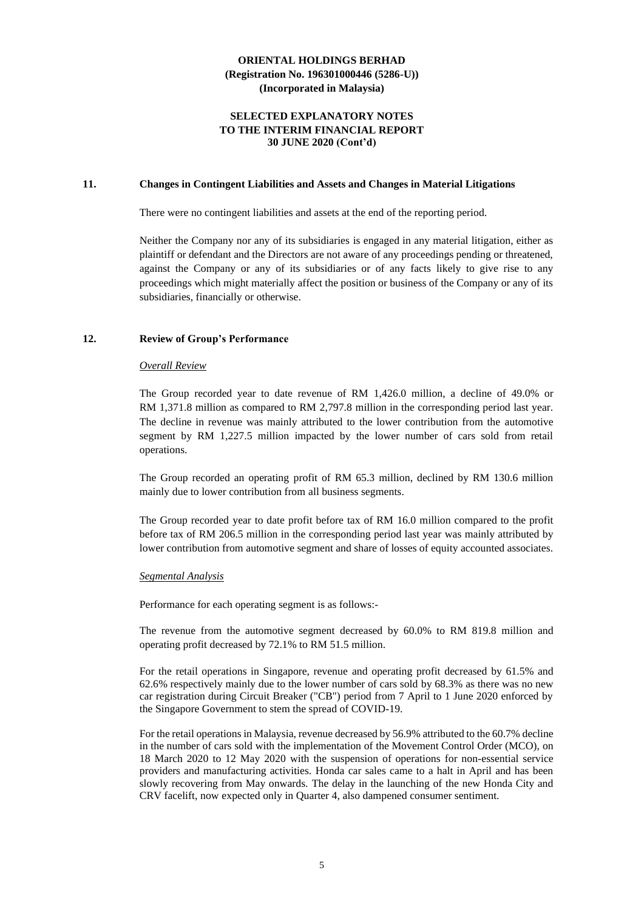## 11. Changes in Contingent Liabilities and Assets and Changes in Material Litigations

There were no contingent liabilities and assets at the end of the reporting period.

Neither the Company nor any of its subsidiaries is engaged in any material litigation, either as plaintiff or defendant and the Directors are not aware of any proceedings pending or threatened, against the Company or any of its subsidiaries or of any facts likely to give rise to any proceedings which might materially affect the position or business of the Company or any of its subsidiaries, financially or otherwise.

## 12. Review of Group's Performance

*Overall Review*

The Group recorded year to date revenue of RM 1,426.0 million, a decline of 49.0% or RM 1,371.8 million as compared to RM 2,797.8 million in the corresponding period last year. The decline in revenue was mainly attributed to the lower contribution from the automotive segment by RM 1,227.5 million impacted by the lower number of cars sold from retail operations.

The Group recorded an operating profit of RM 65.3 million, declined by RM 130.6 million mainly due to lower contribution from all business segments.

The Group recorded year to date profit before tax of RM 16.0 million compared to the profit before tax of RM 206.5 million in the corresponding period last year was mainly attributed by lower contribution from automotive segment and share of losses of equity accounted associates.

*Segmental Analysis*

Performance for each operating segment is as follows:-

The revenue from the automotive segment decreased by 60.0% to RM 819.8 million and operating profit decreased by 72.1% to RM 51.5 million.

For the retail operations in Singapore, revenue and operating profit decreased by 61.5% and 62.6% respectively mainly due to the lower number of cars sold by 68.3% as there was no new car registration during Circuit Breaker ("CB") period from 7 April to 1 June 2020 enforced by the Singapore Government to stem the spread of COVID-19.

For the retail operations in Malaysia, revenue decreased by 56.9% attributed to the 60.7% decline in the number of cars sold with the implementation of the Movement Control Order (MCO), on 18 March 2020 to 12 May 2020 with the suspension of operations for non-essential service providers and manufacturing activities. Honda car sales came to a halt in April and has been slowly recovering from May onwards. The delay in the launching of the new Honda City and CRV facelift, now expected only in Quarter 4, also dampened consumer sentiment.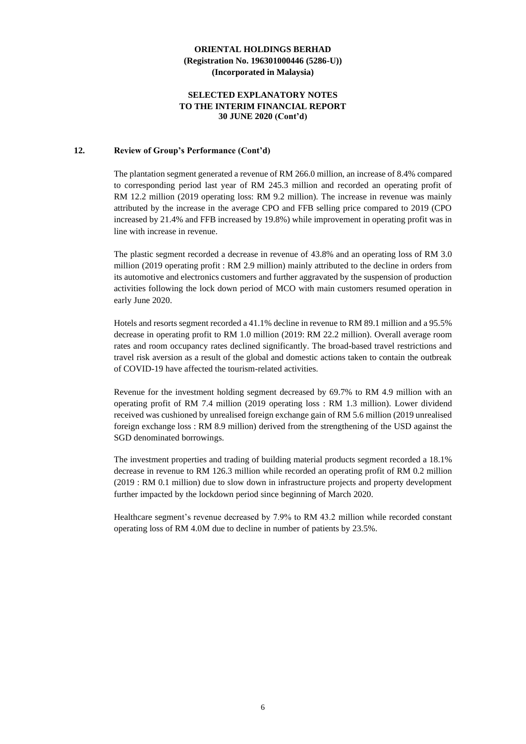**ORIENTAL HOLDINGS BERHAD**
**(Registration No. 196301000446 (5286-U))**
**(Incorporated in Malaysia)**

**SELECTED EXPLANATORY NOTES**
**TO THE INTERIM FINANCIAL REPORT**
**30 JUNE 2020 (Cont'd)**

## 12. Review of Group's Performance (Cont'd)

The plantation segment generated a revenue of RM 266.0 million, an increase of 8.4% compared to corresponding period last year of RM 245.3 million and recorded an operating profit of RM 12.2 million (2019 operating loss: RM 9.2 million). The increase in revenue was mainly attributed by the increase in the average CPO and FFB selling price compared to 2019 (CPO increased by 21.4% and FFB increased by 19.8%) while improvement in operating profit was in line with increase in revenue.

The plastic segment recorded a decrease in revenue of 43.8% and an operating loss of RM 3.0 million (2019 operating profit : RM 2.9 million) mainly attributed to the decline in orders from its automotive and electronics customers and further aggravated by the suspension of production activities following the lock down period of MCO with main customers resumed operation in early June 2020.

Hotels and resorts segment recorded a 41.1% decline in revenue to RM 89.1 million and a 95.5% decrease in operating profit to RM 1.0 million (2019: RM 22.2 million). Overall average room rates and room occupancy rates declined significantly. The broad-based travel restrictions and travel risk aversion as a result of the global and domestic actions taken to contain the outbreak of COVID-19 have affected the tourism-related activities.

Revenue for the investment holding segment decreased by 69.7% to RM 4.9 million with an operating profit of RM 7.4 million (2019 operating loss : RM 1.3 million). Lower dividend received was cushioned by unrealised foreign exchange gain of RM 5.6 million (2019 unrealised foreign exchange loss : RM 8.9 million) derived from the strengthening of the USD against the SGD denominated borrowings.

The investment properties and trading of building material products segment recorded a 18.1% decrease in revenue to RM 126.3 million while recorded an operating profit of RM 0.2 million (2019 : RM 0.1 million) due to slow down in infrastructure projects and property development further impacted by the lockdown period since beginning of March 2020.

Healthcare segment's revenue decreased by 7.9% to RM 43.2 million while recorded constant operating loss of RM 4.0M due to decline in number of patients by 23.5%.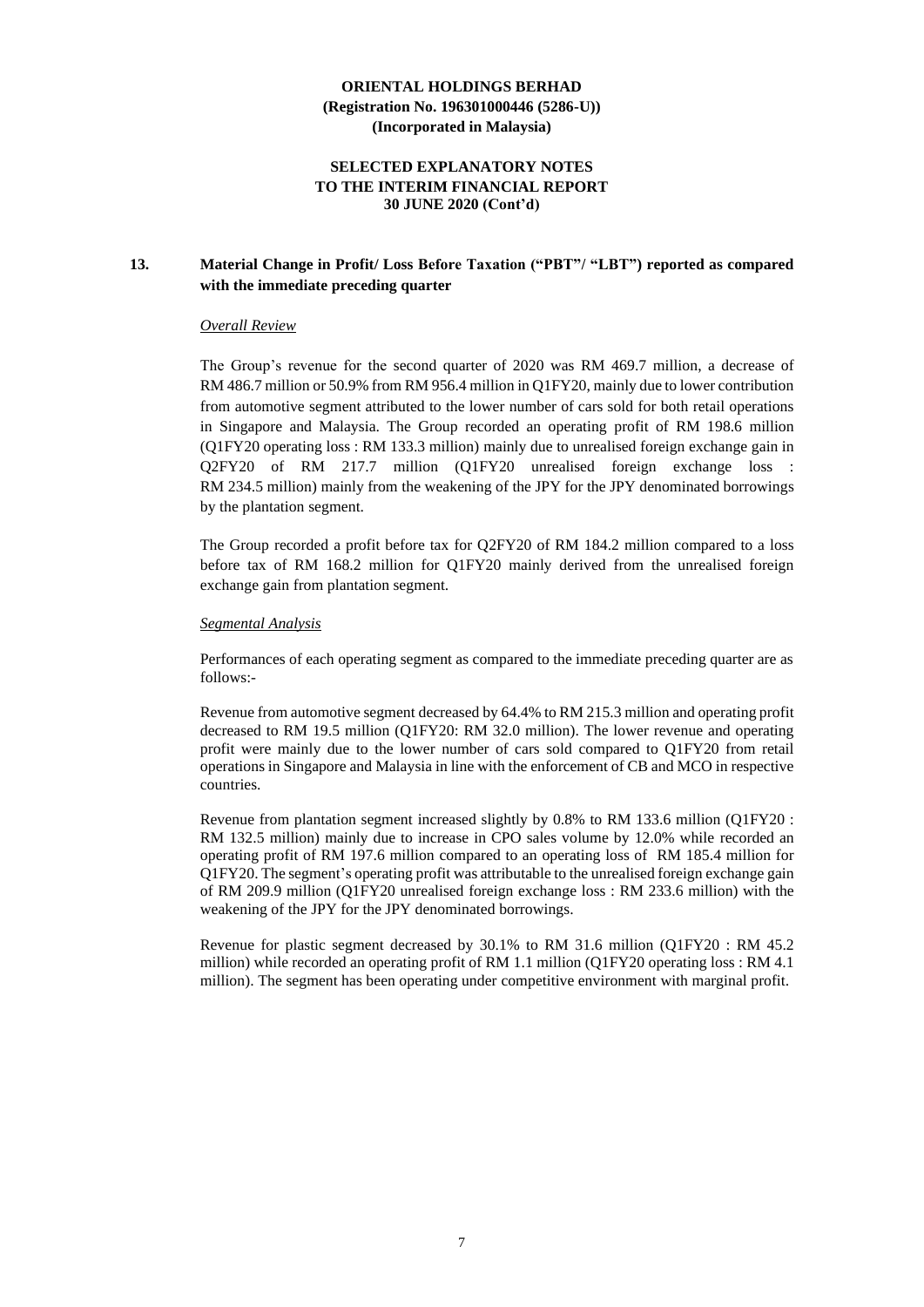**ORIENTAL HOLDINGS BERHAD**
**(Registration No. 196301000446 (5286-U))**
**(Incorporated in Malaysia)**

**SELECTED EXPLANATORY NOTES**
**TO THE INTERIM FINANCIAL REPORT**
**30 JUNE 2020 (Cont'd)**

## 13. Material Change in Profit/ Loss Before Taxation ("PBT"/ "LBT") reported as compared with the immediate preceding quarter

*Overall Review*

The Group's revenue for the second quarter of 2020 was RM 469.7 million, a decrease of RM 486.7 million or 50.9% from RM 956.4 million in Q1FY20, mainly due to lower contribution from automotive segment attributed to the lower number of cars sold for both retail operations in Singapore and Malaysia. The Group recorded an operating profit of RM 198.6 million (Q1FY20 operating loss : RM 133.3 million) mainly due to unrealised foreign exchange gain in Q2FY20 of RM 217.7 million (Q1FY20 unrealised foreign exchange loss : RM 234.5 million) mainly from the weakening of the JPY for the JPY denominated borrowings by the plantation segment.

The Group recorded a profit before tax for Q2FY20 of RM 184.2 million compared to a loss before tax of RM 168.2 million for Q1FY20 mainly derived from the unrealised foreign exchange gain from plantation segment.

*Segmental Analysis*

Performances of each operating segment as compared to the immediate preceding quarter are as follows:-

Revenue from automotive segment decreased by 64.4% to RM 215.3 million and operating profit decreased to RM 19.5 million (Q1FY20: RM 32.0 million). The lower revenue and operating profit were mainly due to the lower number of cars sold compared to Q1FY20 from retail operations in Singapore and Malaysia in line with the enforcement of CB and MCO in respective countries.

Revenue from plantation segment increased slightly by 0.8% to RM 133.6 million (Q1FY20 : RM 132.5 million) mainly due to increase in CPO sales volume by 12.0% while recorded an operating profit of RM 197.6 million compared to an operating loss of RM 185.4 million for Q1FY20. The segment's operating profit was attributable to the unrealised foreign exchange gain of RM 209.9 million (Q1FY20 unrealised foreign exchange loss : RM 233.6 million) with the weakening of the JPY for the JPY denominated borrowings.

Revenue for plastic segment decreased by 30.1% to RM 31.6 million (Q1FY20 : RM 45.2 million) while recorded an operating profit of RM 1.1 million (Q1FY20 operating loss : RM 4.1 million). The segment has been operating under competitive environment with marginal profit.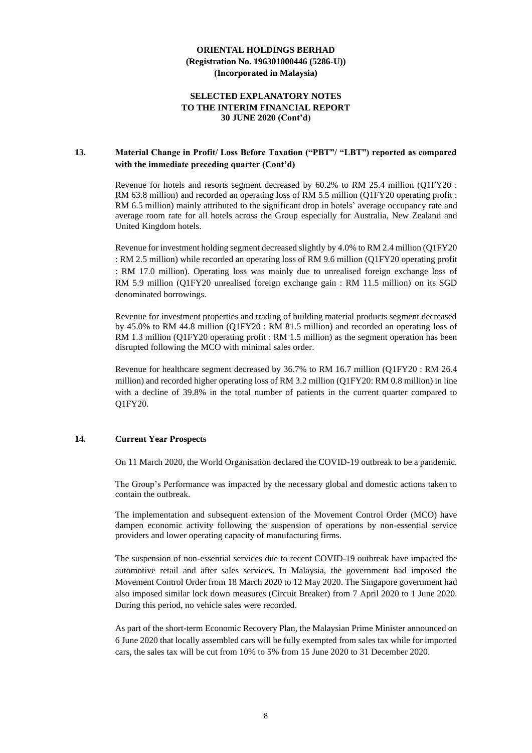**ORIENTAL HOLDINGS BERHAD**
**(Registration No. 196301000446 (5286-U))**
**(Incorporated in Malaysia)**

**SELECTED EXPLANATORY NOTES**
**TO THE INTERIM FINANCIAL REPORT**
**30 JUNE 2020 (Cont'd)**

## 13. Material Change in Profit/ Loss Before Taxation ("PBT"/ "LBT") reported as compared with the immediate preceding quarter (Cont'd)

Revenue for hotels and resorts segment decreased by 60.2% to RM 25.4 million (Q1FY20 : RM 63.8 million) and recorded an operating loss of RM 5.5 million (Q1FY20 operating profit : RM 6.5 million) mainly attributed to the significant drop in hotels' average occupancy rate and average room rate for all hotels across the Group especially for Australia, New Zealand and United Kingdom hotels.

Revenue for investment holding segment decreased slightly by 4.0% to RM 2.4 million (Q1FY20 : RM 2.5 million) while recorded an operating loss of RM 9.6 million (Q1FY20 operating profit : RM 17.0 million). Operating loss was mainly due to unrealised foreign exchange loss of RM 5.9 million (Q1FY20 unrealised foreign exchange gain : RM 11.5 million) on its SGD denominated borrowings.

Revenue for investment properties and trading of building material products segment decreased by 45.0% to RM 44.8 million (Q1FY20 : RM 81.5 million) and recorded an operating loss of RM 1.3 million (Q1FY20 operating profit : RM 1.5 million) as the segment operation has been disrupted following the MCO with minimal sales order.

Revenue for healthcare segment decreased by 36.7% to RM 16.7 million (Q1FY20 : RM 26.4 million) and recorded higher operating loss of RM 3.2 million (Q1FY20: RM 0.8 million) in line with a decline of 39.8% in the total number of patients in the current quarter compared to Q1FY20.

## 14. Current Year Prospects

On 11 March 2020, the World Organisation declared the COVID-19 outbreak to be a pandemic.

The Group's Performance was impacted by the necessary global and domestic actions taken to contain the outbreak.

The implementation and subsequent extension of the Movement Control Order (MCO) have dampen economic activity following the suspension of operations by non-essential service providers and lower operating capacity of manufacturing firms.

The suspension of non-essential services due to recent COVID-19 outbreak have impacted the automotive retail and after sales services. In Malaysia, the government had imposed the Movement Control Order from 18 March 2020 to 12 May 2020. The Singapore government had also imposed similar lock down measures (Circuit Breaker) from 7 April 2020 to 1 June 2020. During this period, no vehicle sales were recorded.

As part of the short-term Economic Recovery Plan, the Malaysian Prime Minister announced on 6 June 2020 that locally assembled cars will be fully exempted from sales tax while for imported cars, the sales tax will be cut from 10% to 5% from 15 June 2020 to 31 December 2020.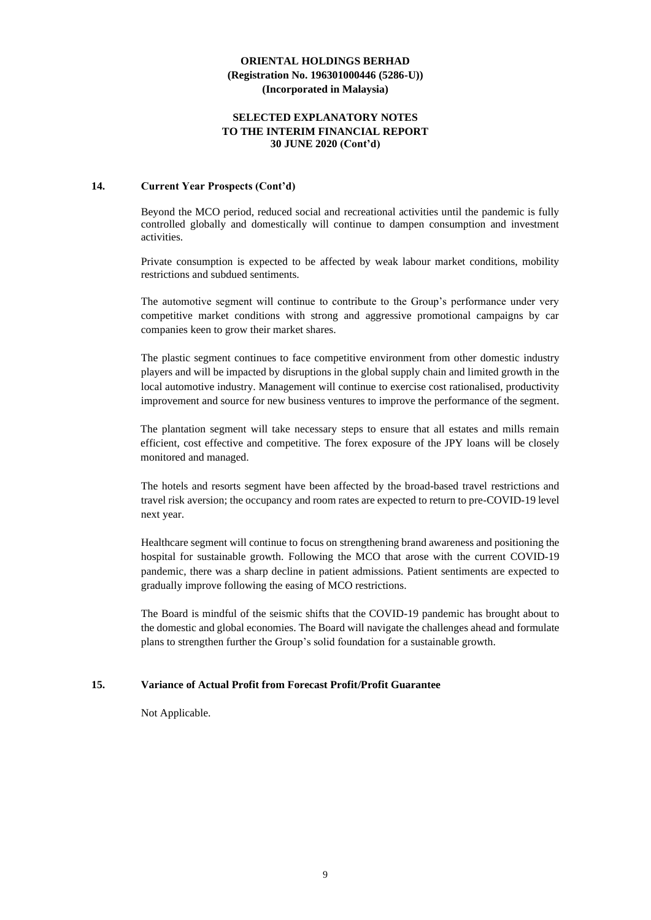## 14. Current Year Prospects (Cont'd)

Beyond the MCO period, reduced social and recreational activities until the pandemic is fully controlled globally and domestically will continue to dampen consumption and investment activities.

Private consumption is expected to be affected by weak labour market conditions, mobility restrictions and subdued sentiments.

The automotive segment will continue to contribute to the Group's performance under very competitive market conditions with strong and aggressive promotional campaigns by car companies keen to grow their market shares.

The plastic segment continues to face competitive environment from other domestic industry players and will be impacted by disruptions in the global supply chain and limited growth in the local automotive industry. Management will continue to exercise cost rationalised, productivity improvement and source for new business ventures to improve the performance of the segment.

The plantation segment will take necessary steps to ensure that all estates and mills remain efficient, cost effective and competitive. The forex exposure of the JPY loans will be closely monitored and managed.

The hotels and resorts segment have been affected by the broad-based travel restrictions and travel risk aversion; the occupancy and room rates are expected to return to pre-COVID-19 level next year.

Healthcare segment will continue to focus on strengthening brand awareness and positioning the hospital for sustainable growth. Following the MCO that arose with the current COVID-19 pandemic, there was a sharp decline in patient admissions. Patient sentiments are expected to gradually improve following the easing of MCO restrictions.

The Board is mindful of the seismic shifts that the COVID-19 pandemic has brought about to the domestic and global economies. The Board will navigate the challenges ahead and formulate plans to strengthen further the Group's solid foundation for a sustainable growth.

## 15. Variance of Actual Profit from Forecast Profit/Profit Guarantee

Not Applicable.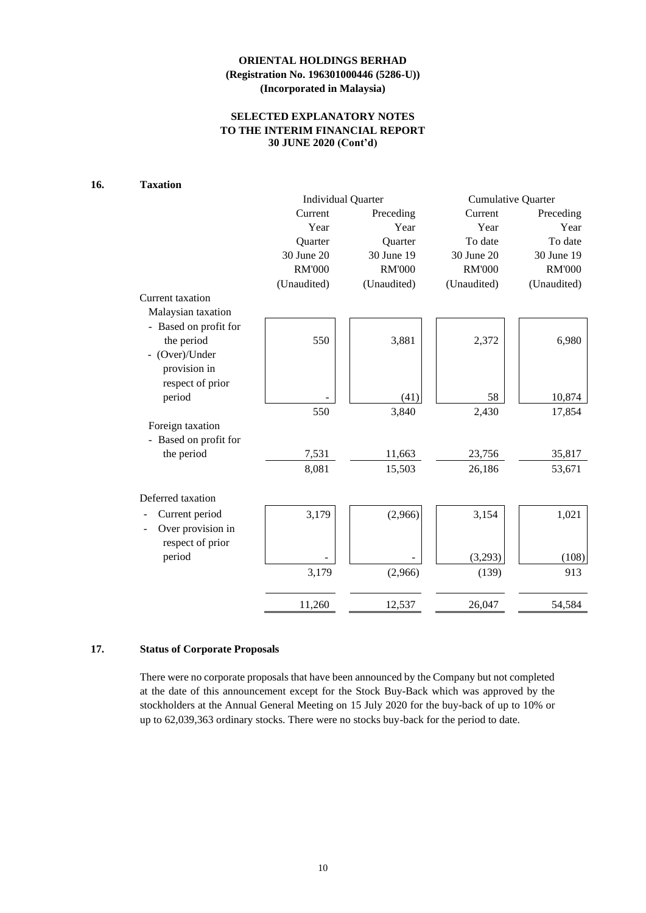**ORIENTAL HOLDINGS BERHAD**
**(Registration No. 196301000446 (5286-U))**
**(Incorporated in Malaysia)**

**SELECTED EXPLANATORY NOTES**
**TO THE INTERIM FINANCIAL REPORT**
**30 JUNE 2020 (Cont'd)**

## 16. Taxation

| | Individual Quarter | | Cumulative Quarter | |
|---|---|---|---|---|
| | Current Year Quarter 30 June 20 RM'000 (Unaudited) | Preceding Year Quarter 30 June 19 RM'000 (Unaudited) | Current Year To date 30 June 20 RM'000 (Unaudited) | Preceding Year To date 30 June 19 RM'000 (Unaudited) |
| **Current taxation** | | | | |
| Malaysian taxation | | | | |
| - Based on profit for the period | 550 | 3,881 | 2,372 | 6,980 |
| - (Over)/Under provision in respect of prior period | - | (41) | 58 | 10,874 |
| | 550 | 3,840 | 2,430 | 17,854 |
| Foreign taxation | | | | |
| - Based on profit for the period | 7,531 | 11,663 | 23,756 | 35,817 |
| | 8,081 | 15,503 | 26,186 | 53,671 |
| **Deferred taxation** | | | | |
| - Current period | 3,179 | (2,966) | 3,154 | 1,021 |
| - Over provision in respect of prior period | - | - | (3,293) | (108) |
| | 3,179 | (2,966) | (139) | 913 |
| | 11,260 | 12,537 | 26,047 | 54,584 |

## 17. Status of Corporate Proposals

There were no corporate proposals that have been announced by the Company but not completed at the date of this announcement except for the Stock Buy-Back which was approved by the stockholders at the Annual General Meeting on 15 July 2020 for the buy-back of up to 10% or up to 62,039,363 ordinary stocks. There were no stocks buy-back for the period to date.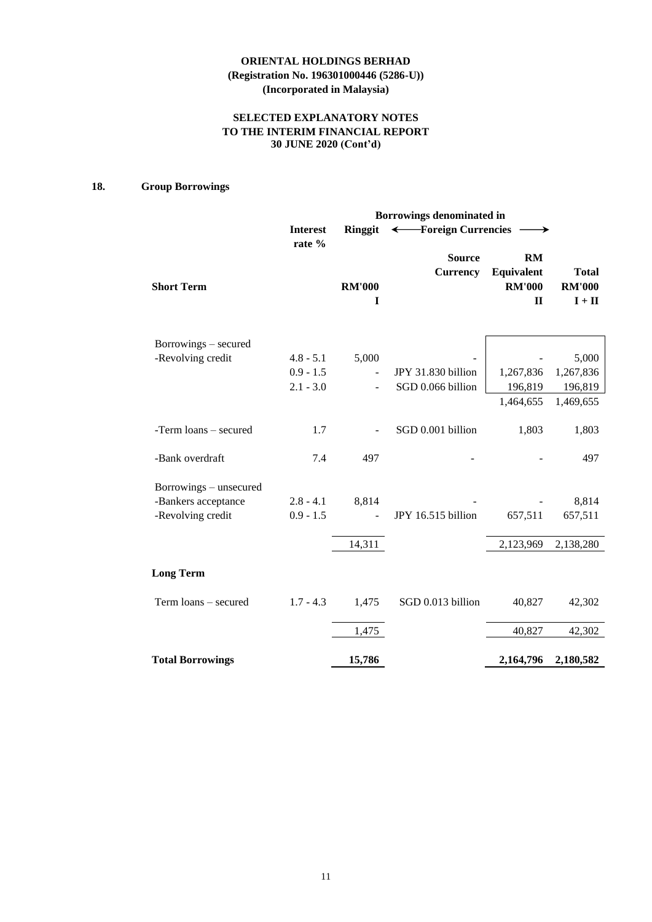**ORIENTAL HOLDINGS BERHAD**
**(Registration No. 196301000446 (5286-U))**
**(Incorporated in Malaysia)**

**SELECTED EXPLANATORY NOTES**
**TO THE INTERIM FINANCIAL REPORT**
**30 JUNE 2020 (Cont'd)**

## 18. Group Borrowings

| | Interest rate % | Borrowings denominated in Ringgit | ← Foreign Currencies → | | |
|---|---|---|---|---|---|
| | | | Source Currency | RM Equivalent | Total |
| **Short Term** | | **RM'000** | | **RM'000** | **RM'000** |
| | | **I** | | **II** | **I + II** |
| Borrowings – secured | | | | | |
| -Revolving credit | 4.8 - 5.1 | 5,000 | - | - | 5,000 |
| | 0.9 - 1.5 | - | JPY 31.830 billion | 1,267,836 | 1,267,836 |
| | 2.1 - 3.0 | - | SGD 0.066 billion | 196,819 | 196,819 |
| | | | | 1,464,655 | 1,469,655 |
| -Term loans – secured | 1.7 | - | SGD 0.001 billion | 1,803 | 1,803 |
| -Bank overdraft | 7.4 | 497 | - | - | 497 |
| Borrowings – unsecured | | | | | |
| -Bankers acceptance | 2.8 - 4.1 | 8,814 | - | - | 8,814 |
| -Revolving credit | 0.9 - 1.5 | - | JPY 16.515 billion | 657,511 | 657,511 |
| | | 14,311 | | 2,123,969 | 2,138,280 |
| **Long Term** | | | | | |
| Term loans – secured | 1.7 - 4.3 | 1,475 | SGD 0.013 billion | 40,827 | 42,302 |
| | | 1,475 | | 40,827 | 42,302 |
| **Total Borrowings** | | **15,786** | | **2,164,796** | **2,180,582** |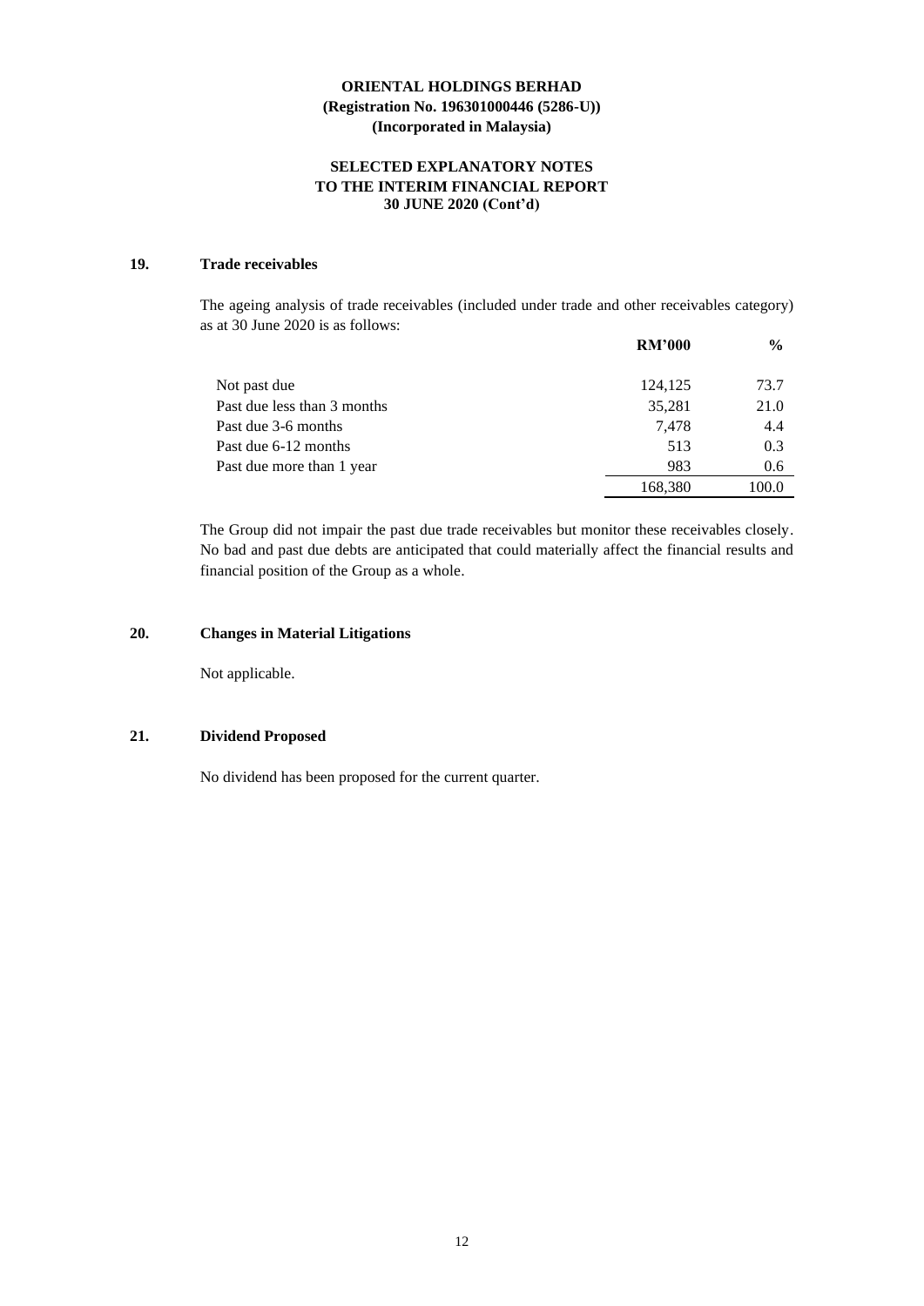**ORIENTAL HOLDINGS BERHAD**
**(Registration No. 196301000446 (5286-U))**
**(Incorporated in Malaysia)**

**SELECTED EXPLANATORY NOTES**
**TO THE INTERIM FINANCIAL REPORT**
**30 JUNE 2020 (Cont'd)**

## 19. Trade receivables

The ageing analysis of trade receivables (included under trade and other receivables category) as at 30 June 2020 is as follows:

| | RM'000 | % |
|---|---|---|
| Not past due | 124,125 | 73.7 |
| Past due less than 3 months | 35,281 | 21.0 |
| Past due 3-6 months | 7,478 | 4.4 |
| Past due 6-12 months | 513 | 0.3 |
| Past due more than 1 year | 983 | 0.6 |
| | 168,380 | 100.0 |

The Group did not impair the past due trade receivables but monitor these receivables closely. No bad and past due debts are anticipated that could materially affect the financial results and financial position of the Group as a whole.

## 20. Changes in Material Litigations

Not applicable.

## 21. Dividend Proposed

No dividend has been proposed for the current quarter.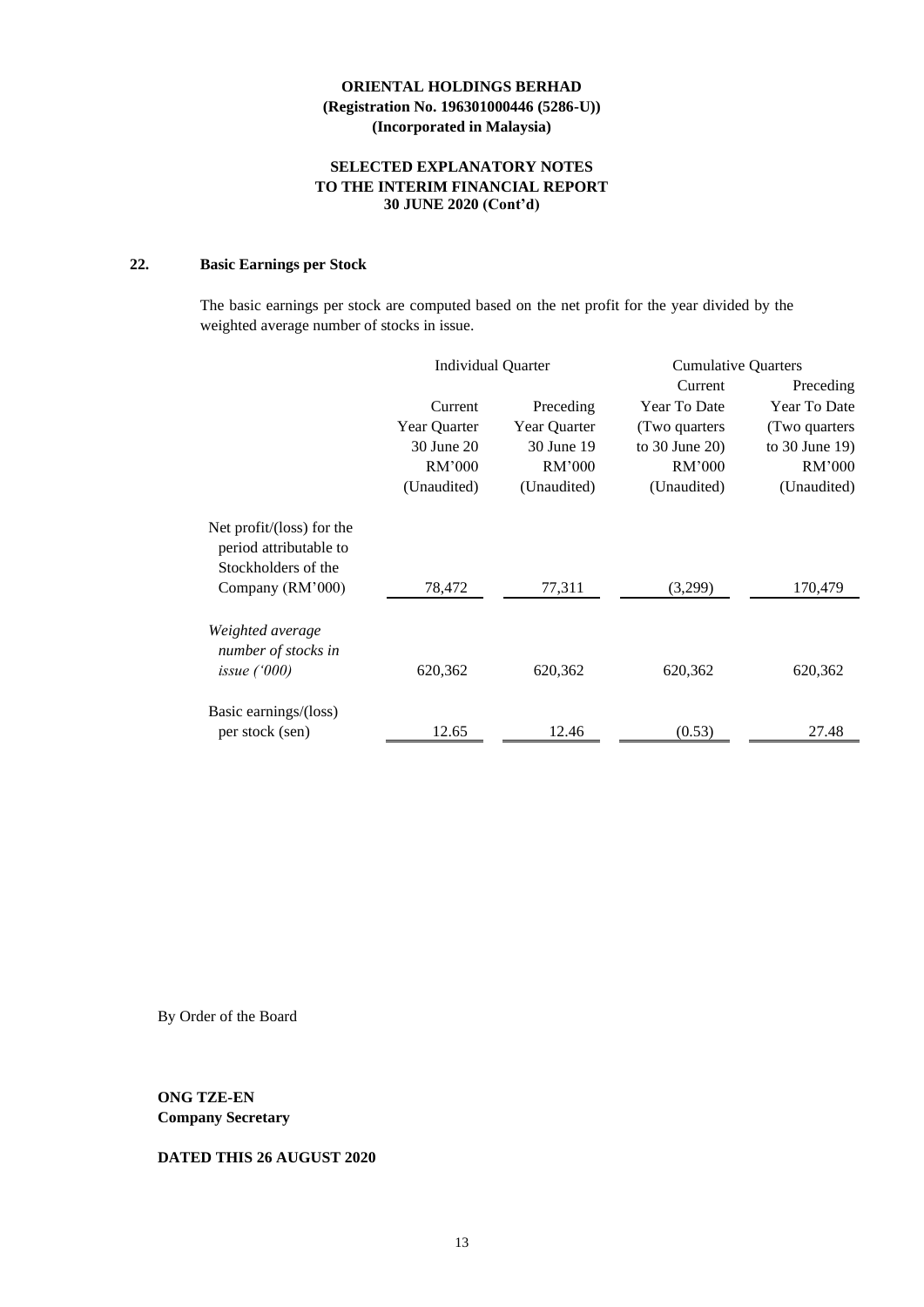**ORIENTAL HOLDINGS BERHAD**
**(Registration No. 196301000446 (5286-U))**
**(Incorporated in Malaysia)**

**SELECTED EXPLANATORY NOTES**
**TO THE INTERIM FINANCIAL REPORT**
**30 JUNE 2020 (Cont'd)**

## 22. Basic Earnings per Stock

The basic earnings per stock are computed based on the net profit for the year divided by the weighted average number of stocks in issue.

| | Individual Quarter | | Cumulative Quarters | |
|---|---|---|---|---|
| | Current Year Quarter 30 June 20 RM'000 (Unaudited) | Preceding Year Quarter 30 June 19 RM'000 (Unaudited) | Current Year To Date (Two quarters to 30 June 20) RM'000 (Unaudited) | Preceding Year To Date (Two quarters to 30 June 19) RM'000 (Unaudited) |
| Net profit/(loss) for the period attributable to Stockholders of the Company (RM'000) | 78,472 | 77,311 | (3,299) | 170,479 |
| *Weighted average number of stocks in issue ('000)* | 620,362 | 620,362 | 620,362 | 620,362 |
| Basic earnings/(loss) per stock (sen) | 12.65 | 12.46 | (0.53) | 27.48 |

By Order of the Board

**ONG TZE-EN**
**Company Secretary**

**DATED THIS 26 AUGUST 2020**